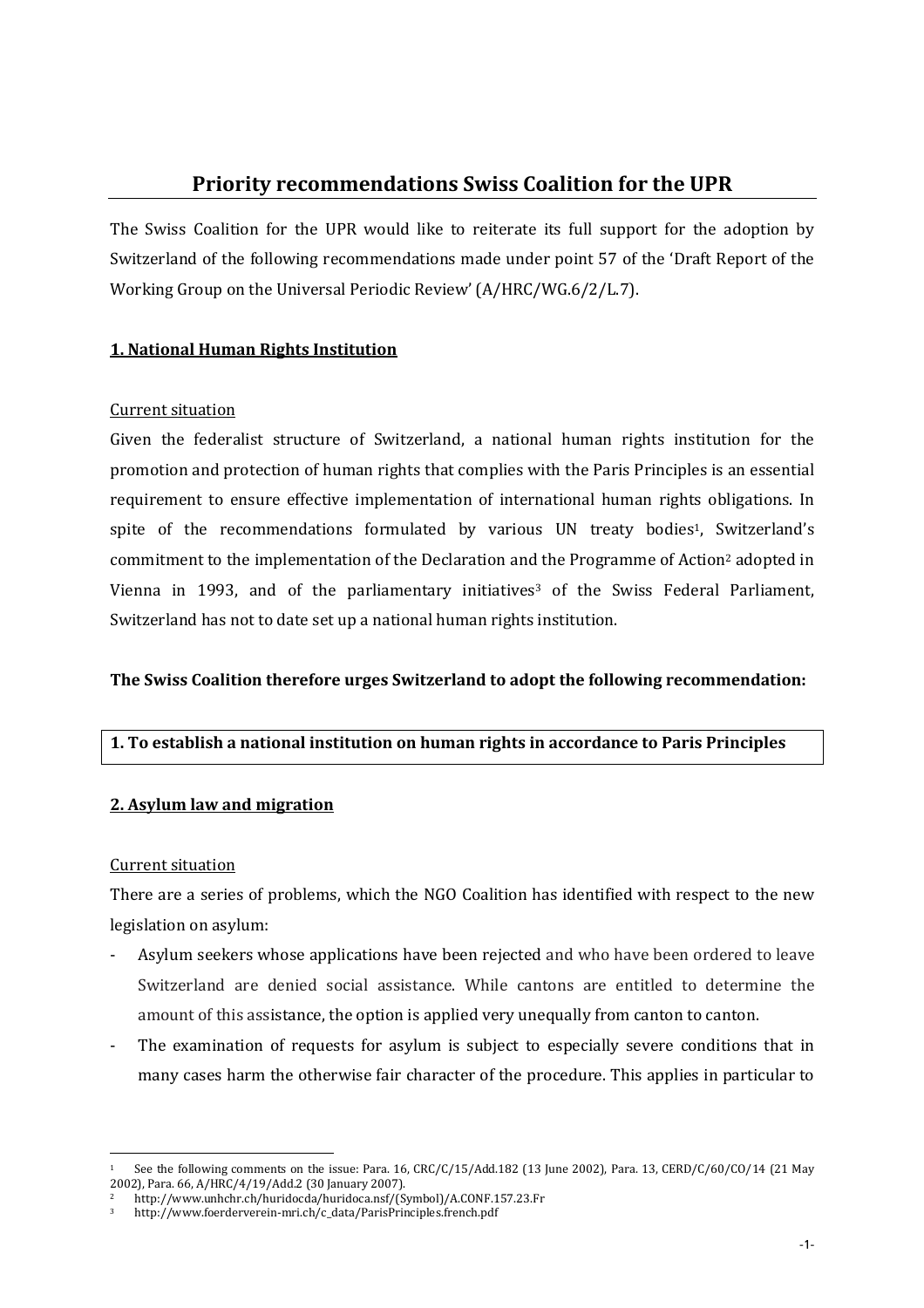# Priority recommendations Swiss Coalition for the UPR

The Swiss Coalition for the UPR would like to reiterate its full support for the adoption by Switzerland of the following recommendations made under point 57 of the 'Draft Report of the Working Group on the Universal Periodic Review' (A/HRC/WG.6/2/L.7).

## 1. National Human Rights Institution

### Current situation

Given the federalist structure of Switzerland, a national human rights institution for the promotion and protection of human rights that complies with the Paris Principles is an essential requirement to ensure effective implementation of international human rights obligations. In spite of the recommendations formulated by various UN treaty bodies[1], Switzerland's commitment to the implementation of the Declaration and the Programme of Action[2] adopted in Vienna in 1993, and of the parliamentary initiatives[3] of the Swiss Federal Parliament, Switzerland has not to date set up a national human rights institution.

**The Swiss Coalition therefore urges Switzerland to adopt the following recommendation:**

**1. To establish a national institution on human rights in accordance to Paris Principles**

## 2. Asylum law and migration

### Current situation

There are a series of problems, which the NGO Coalition has identified with respect to the new legislation on asylum:

- Asylum seekers whose applications have been rejected and who have been ordered to leave Switzerland are denied social assistance. While cantons are entitled to determine the amount of this assistance, the option is applied very unequally from canton to canton.
- The examination of requests for asylum is subject to especially severe conditions that in many cases harm the otherwise fair character of the procedure. This applies in particular to

---

[1] See the following comments on the issue: Para. 16, CRC/C/15/Add.182 (13 June 2002), Para. 13, CERD/C/60/CO/14 (21 May 2002), Para. 66, A/HRC/4/19/Add.2 (30 January 2007).

[2] http://www.unhchr.ch/huridocda/huridoca.nsf/(Symbol)/A.CONF.157.23.Fr

[3] http://www.foerderverein-mri.ch/c_data/ParisPrinciples.french.pdf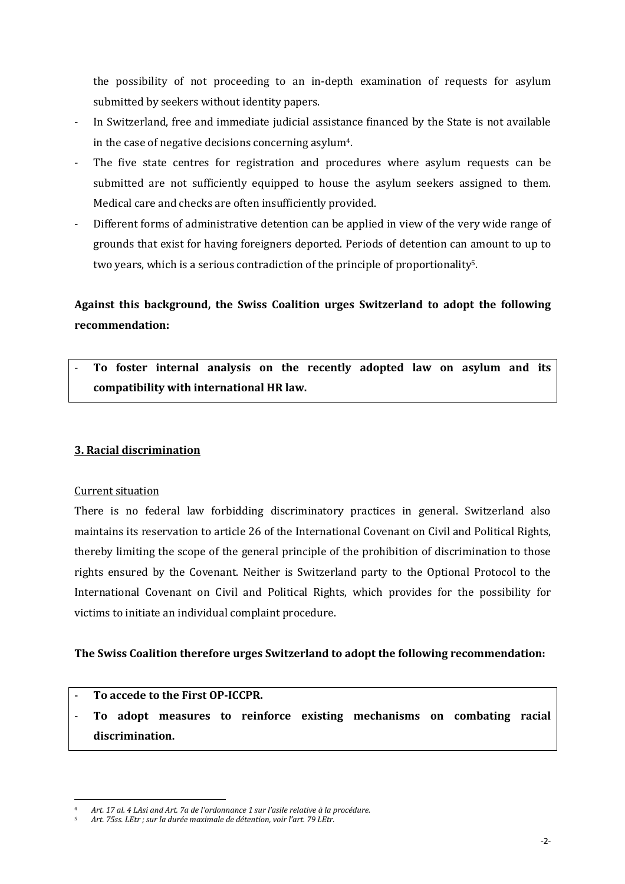the possibility of not proceeding to an in-depth examination of requests for asylum submitted by seekers without identity papers.

- In Switzerland, free and immediate judicial assistance financed by the State is not available in the case of negative decisions concerning asylum[4].
- The five state centres for registration and procedures where asylum requests can be submitted are not sufficiently equipped to house the asylum seekers assigned to them. Medical care and checks are often insufficiently provided.
- Different forms of administrative detention can be applied in view of the very wide range of grounds that exist for having foreigners deported. Periods of detention can amount to up to two years, which is a serious contradiction of the principle of proportionality[5].

**Against this background, the Swiss Coalition urges Switzerland to adopt the following recommendation:**

- **To foster internal analysis on the recently adopted law on asylum and its compatibility with international HR law.**

## 3. Racial discrimination

Current situation

There is no federal law forbidding discriminatory practices in general. Switzerland also maintains its reservation to article 26 of the International Covenant on Civil and Political Rights, thereby limiting the scope of the general principle of the prohibition of discrimination to those rights ensured by the Covenant. Neither is Switzerland party to the Optional Protocol to the International Covenant on Civil and Political Rights, which provides for the possibility for victims to initiate an individual complaint procedure.

**The Swiss Coalition therefore urges Switzerland to adopt the following recommendation:**

- **To accede to the First OP-ICCPR.**
- **To adopt measures to reinforce existing mechanisms on combating racial discrimination.**

---

[4] *Art. 17 al. 4 LAsi and Art. 7a de l'ordonnance 1 sur l'asile relative à la procédure.*

[5] *Art. 75ss. LEtr ; sur la durée maximale de détention, voir l'art. 79 LEtr.*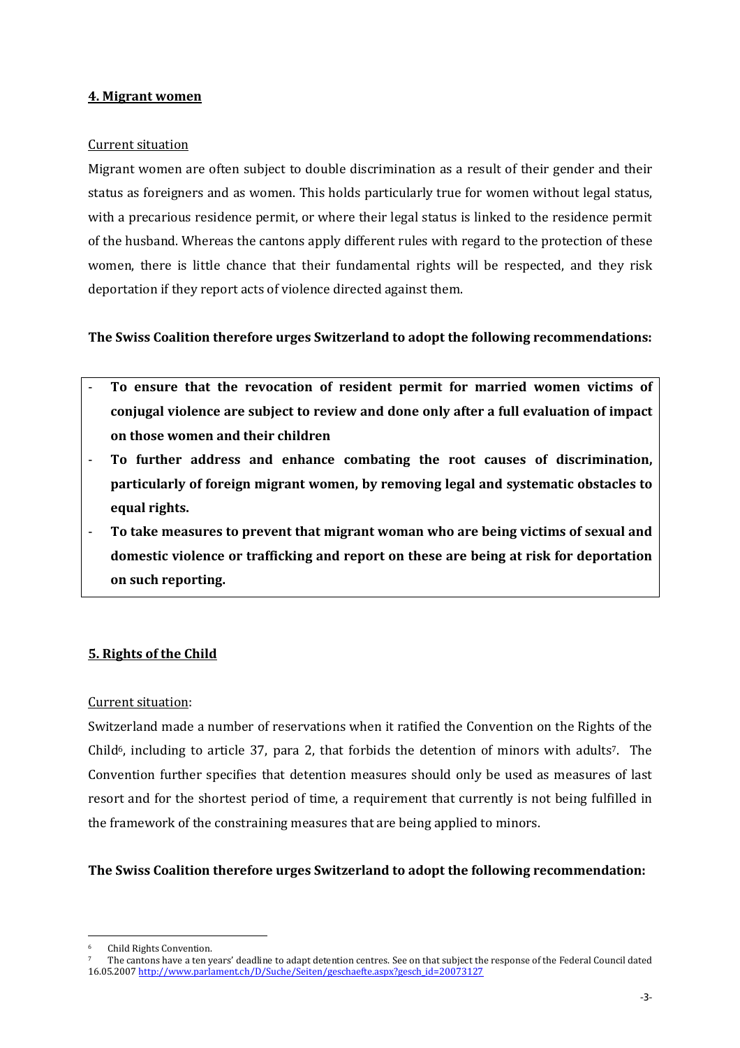## 4. Migrant women

Current situation

Migrant women are often subject to double discrimination as a result of their gender and their status as foreigners and as women. This holds particularly true for women without legal status, with a precarious residence permit, or where their legal status is linked to the residence permit of the husband. Whereas the cantons apply different rules with regard to the protection of these women, there is little chance that their fundamental rights will be respected, and they risk deportation if they report acts of violence directed against them.

**The Swiss Coalition therefore urges Switzerland to adopt the following recommendations:**

- **To ensure that the revocation of resident permit for married women victims of conjugal violence are subject to review and done only after a full evaluation of impact on those women and their children**
- **To further address and enhance combating the root causes of discrimination, particularly of foreign migrant women, by removing legal and systematic obstacles to equal rights.**
- **To take measures to prevent that migrant woman who are being victims of sexual and domestic violence or trafficking and report on these are being at risk for deportation on such reporting.**

## 5. Rights of the Child

Current situation:

Switzerland made a number of reservations when it ratified the Convention on the Rights of the Child[6], including to article 37, para 2, that forbids the detention of minors with adults[7]. The Convention further specifies that detention measures should only be used as measures of last resort and for the shortest period of time, a requirement that currently is not being fulfilled in the framework of the constraining measures that are being applied to minors.

**The Swiss Coalition therefore urges Switzerland to adopt the following recommendation:**

---

[6] Child Rights Convention.

[7] The cantons have a ten years' deadline to adapt detention centres. See on that subject the response of the Federal Council dated 16.05.2007 http://www.parlament.ch/D/Suche/Seiten/geschaefte.aspx?gesch_id=20073127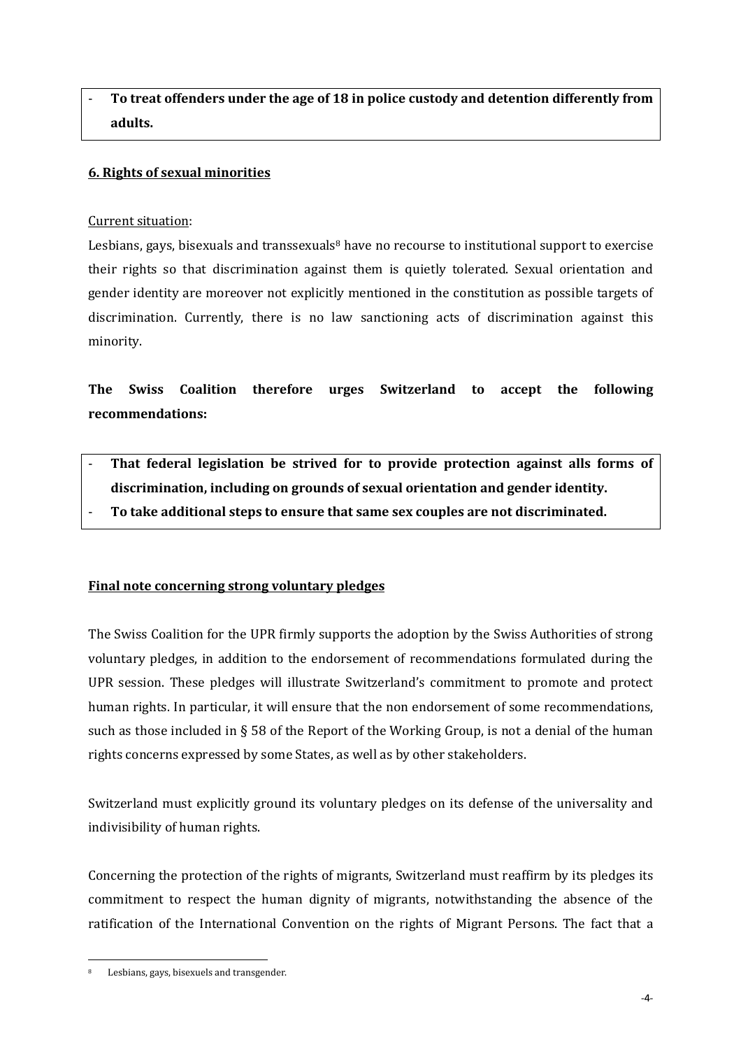- **To treat offenders under the age of 18 in police custody and detention differently from adults.**

**6. Rights of sexual minorities**

Current situation:

Lesbians, gays, bisexuals and transsexuals[8] have no recourse to institutional support to exercise their rights so that discrimination against them is quietly tolerated. Sexual orientation and gender identity are moreover not explicitly mentioned in the constitution as possible targets of discrimination. Currently, there is no law sanctioning acts of discrimination against this minority.

**The Swiss Coalition therefore urges Switzerland to accept the following recommendations:**

- **That federal legislation be strived for to provide protection against alls forms of discrimination, including on grounds of sexual orientation and gender identity.**
- **To take additional steps to ensure that same sex couples are not discriminated.**

**Final note concerning strong voluntary pledges**

The Swiss Coalition for the UPR firmly supports the adoption by the Swiss Authorities of strong voluntary pledges, in addition to the endorsement of recommendations formulated during the UPR session. These pledges will illustrate Switzerland's commitment to promote and protect human rights. In particular, it will ensure that the non endorsement of some recommendations, such as those included in § 58 of the Report of the Working Group, is not a denial of the human rights concerns expressed by some States, as well as by other stakeholders.

Switzerland must explicitly ground its voluntary pledges on its defense of the universality and indivisibility of human rights.

Concerning the protection of the rights of migrants, Switzerland must reaffirm by its pledges its commitment to respect the human dignity of migrants, notwithstanding the absence of the ratification of the International Convention on the rights of Migrant Persons. The fact that a

[8] Lesbians, gays, bisexuels and transgender.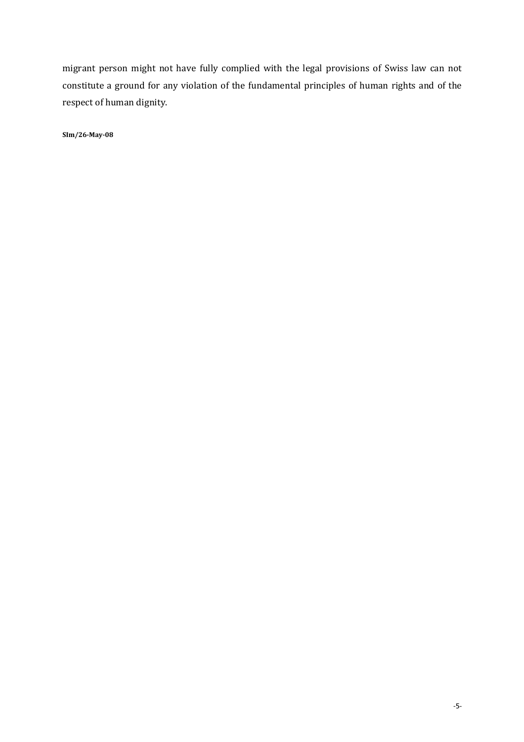migrant person might not have fully complied with the legal provisions of Swiss law can not constitute a ground for any violation of the fundamental principles of human rights and of the respect of human dignity.

**Slm/26-May-08**